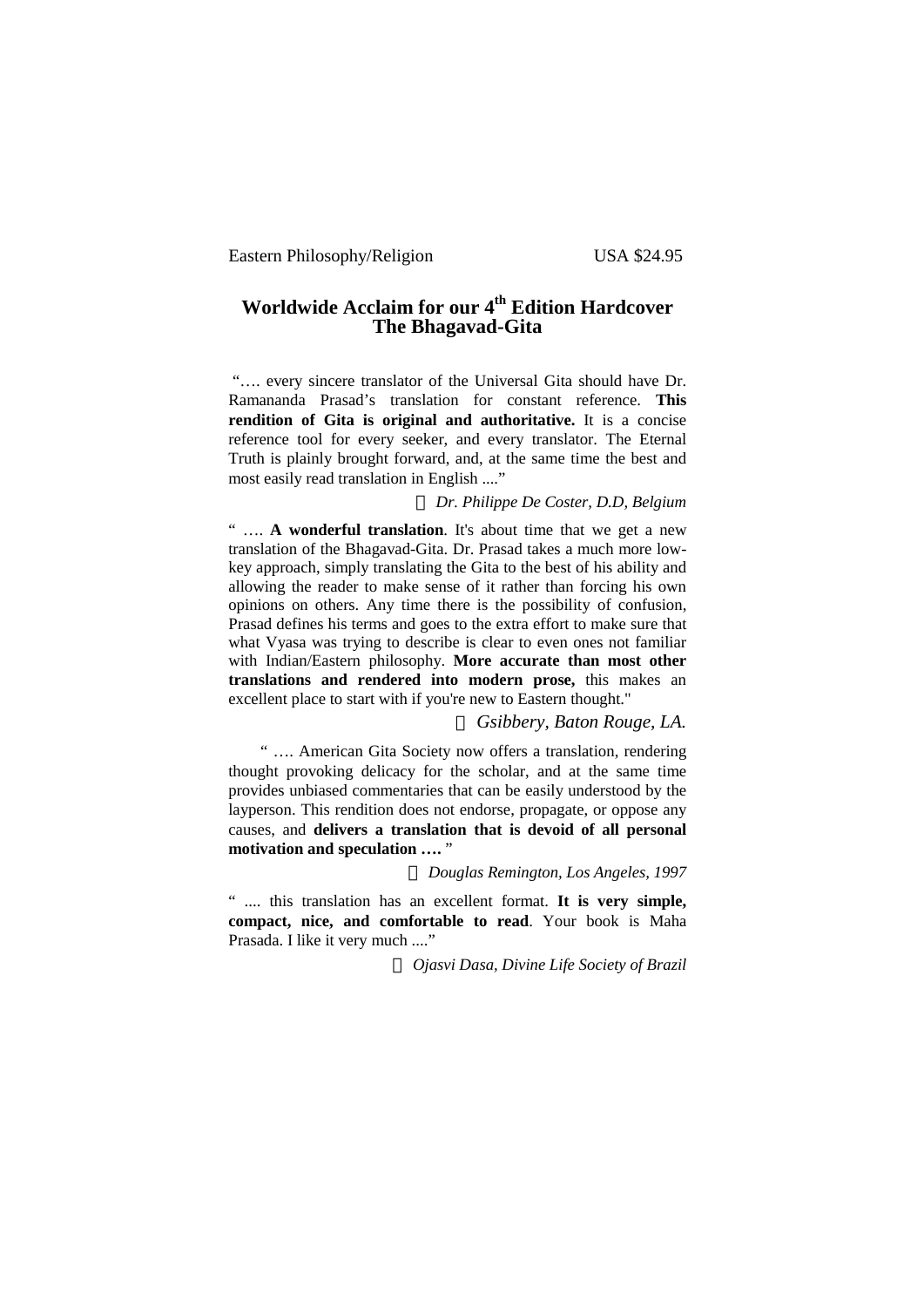Eastern Philosophy/Religion USA $24.95

## Worldwide Acclaim for our 4th Edition Hardcover The Bhagavad-Gita

"…. every sincere translator of the Universal Gita should have Dr. Ramananda Prasad's translation for constant reference. **This rendition of Gita is original and authoritative.** It is a concise reference tool for every seeker, and every translator. The Eternal Truth is plainly brought forward, and, at the same time the best and most easily read translation in English ...."

— *Dr. Philippe De Coster, D.D, Belgium*

" …. **A wonderful translation**. It's about time that we get a new translation of the Bhagavad-Gita. Dr. Prasad takes a much more low-key approach, simply translating the Gita to the best of his ability and allowing the reader to make sense of it rather than forcing his own opinions on others. Any time there is the possibility of confusion, Prasad defines his terms and goes to the extra effort to make sure that what Vyasa was trying to describe is clear to even ones not familiar with Indian/Eastern philosophy. **More accurate than most other translations and rendered into modern prose,** this makes an excellent place to start with if you're new to Eastern thought."

— *Gsibbery, Baton Rouge, LA.*

" …. American Gita Society now offers a translation, rendering thought provoking delicacy for the scholar, and at the same time provides unbiased commentaries that can be easily understood by the layperson. This rendition does not endorse, propagate, or oppose any causes, and **delivers a translation that is devoid of all personal motivation and speculation ….** "

— *Douglas Remington, Los Angeles, 1997*

" .... this translation has an excellent format. **It is very simple, compact, nice, and comfortable to read**. Your book is Maha Prasada. I like it very much ...."

— *Ojasvi Dasa, Divine Life Society of Brazil*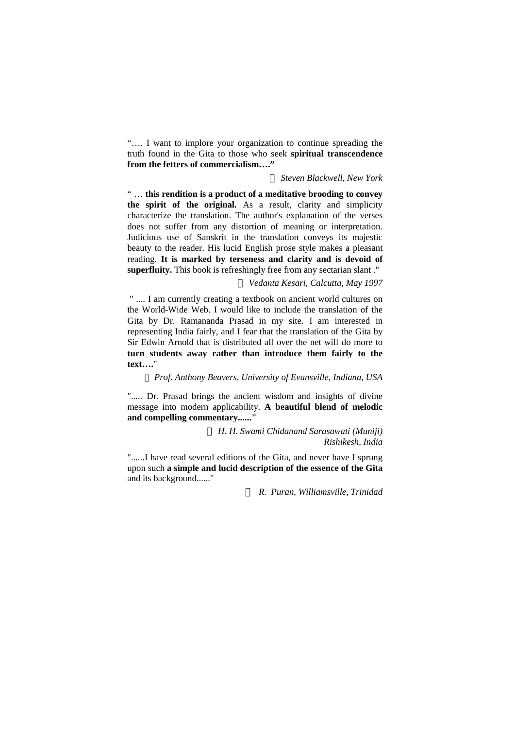"…. I want to implore your organization to continue spreading the truth found in the Gita to those who seek **spiritual transcendence from the fetters of commercialism….**"

 *Steven Blackwell, New York*

" … **this rendition is a product of a meditative brooding to convey the spirit of the original.** As a result, clarity and simplicity characterize the translation. The author's explanation of the verses does not suffer from any distortion of meaning or interpretation. Judicious use of Sanskrit in the translation conveys its majestic beauty to the reader. His lucid English prose style makes a pleasant reading. **It is marked by terseness and clarity and is devoid of superfluity.** This book is refreshingly free from any sectarian slant ."

 *Vedanta Kesari, Calcutta, May 1997*

" .... I am currently creating a textbook on ancient world cultures on the World-Wide Web. I would like to include the translation of the Gita by Dr. Ramananda Prasad in my site. I am interested in representing India fairly, and I fear that the translation of the Gita by Sir Edwin Arnold that is distributed all over the net will do more to **turn students away rather than introduce them fairly to the text….**"

 *Prof. Anthony Beavers, University of Evansville, Indiana, USA*

"..... Dr. Prasad brings the ancient wisdom and insights of divine message into modern applicability. **A beautiful blend of melodic and compelling commentary......"**

 *H. H. Swami Chidanand Sarasawati (Muniji)*
*Rishikesh, India*

"......I have read several editions of the Gita, and never have I sprung upon such **a simple and lucid description of the essence of the Gita** and its background......"

 *R. Puran, Williamsville, Trinidad*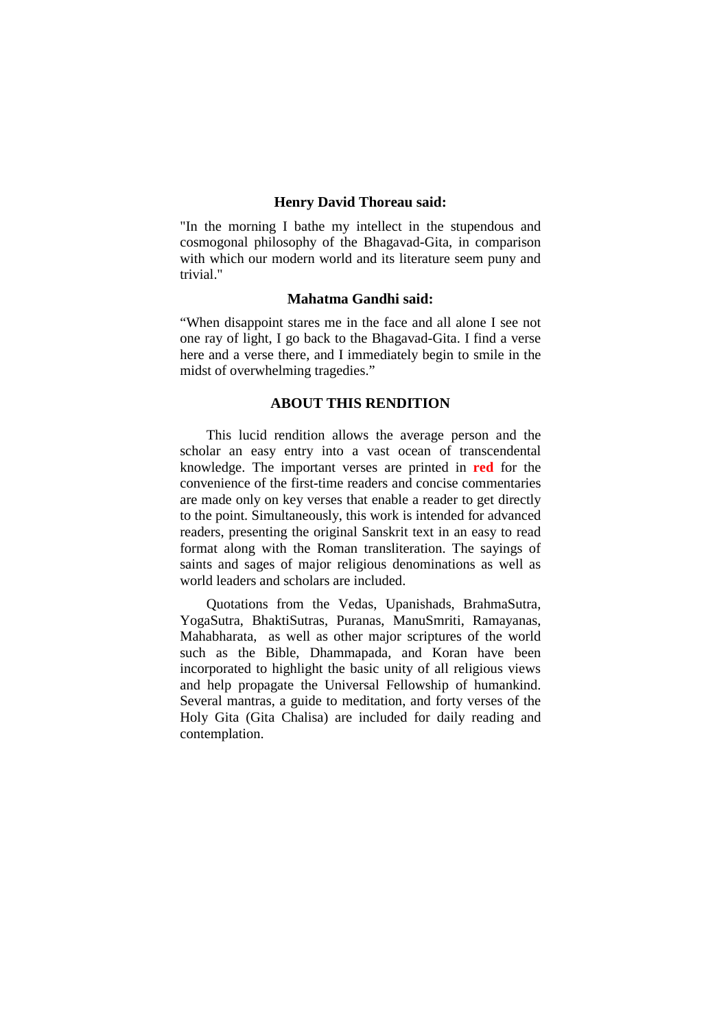**Henry David Thoreau said:**

"In the morning I bathe my intellect in the stupendous and cosmogonal philosophy of the Bhagavad-Gita, in comparison with which our modern world and its literature seem puny and trivial."

**Mahatma Gandhi said:**

“When disappoint stares me in the face and all alone I see not one ray of light, I go back to the Bhagavad-Gita. I find a verse here and a verse there, and I immediately begin to smile in the midst of overwhelming tragedies.”

## ABOUT THIS RENDITION

This lucid rendition allows the average person and the scholar an easy entry into a vast ocean of transcendental knowledge. The important verses are printed in **red** for the convenience of the first-time readers and concise commentaries are made only on key verses that enable a reader to get directly to the point. Simultaneously, this work is intended for advanced readers, presenting the original Sanskrit text in an easy to read format along with the Roman transliteration. The sayings of saints and sages of major religious denominations as well as world leaders and scholars are included.

Quotations from the Vedas, Upanishads, BrahmaSutra, YogaSutra, BhaktiSutras, Puranas, ManuSmriti, Ramayanas, Mahabharata, as well as other major scriptures of the world such as the Bible, Dhammapada, and Koran have been incorporated to highlight the basic unity of all religious views and help propagate the Universal Fellowship of humankind. Several mantras, a guide to meditation, and forty verses of the Holy Gita (Gita Chalisa) are included for daily reading and contemplation.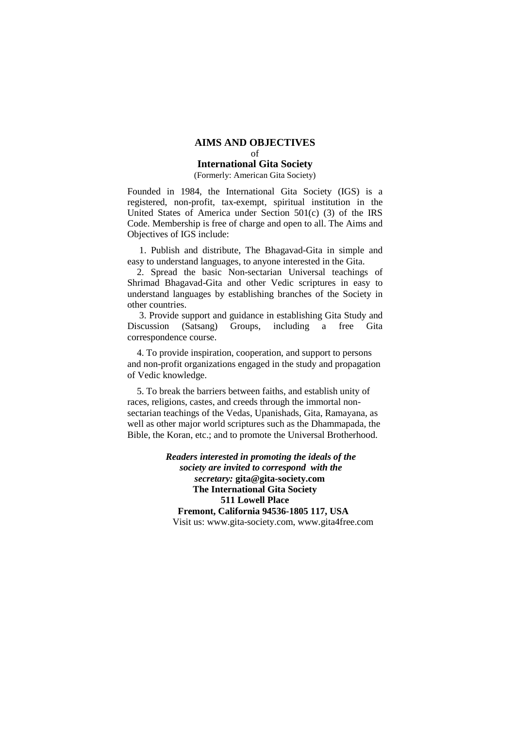## AIMS AND OBJECTIVES

of

## International Gita Society

(Formerly: American Gita Society)

Founded in 1984, the International Gita Society (IGS) is a registered, non-profit, tax-exempt, spiritual institution in the United States of America under Section 501(c) (3) of the IRS Code. Membership is free of charge and open to all. The Aims and Objectives of IGS include:

1. Publish and distribute, The Bhagavad-Gita in simple and easy to understand languages, to anyone interested in the Gita.
2. Spread the basic Non-sectarian Universal teachings of Shrimad Bhagavad-Gita and other Vedic scriptures in easy to understand languages by establishing branches of the Society in other countries.
3. Provide support and guidance in establishing Gita Study and Discussion (Satsang) Groups, including a free Gita correspondence course.
4. To provide inspiration, cooperation, and support to persons and non-profit organizations engaged in the study and propagation of Vedic knowledge.
5. To break the barriers between faiths, and establish unity of races, religions, castes, and creeds through the immortal non-sectarian teachings of the Vedas, Upanishads, Gita, Ramayana, as well as other major world scriptures such as the Dhammapada, the Bible, the Koran, etc.; and to promote the Universal Brotherhood.

***Readers interested in promoting the ideals of the society are invited to correspond with the secretary:*** **gita@gita-society.com**
**The International Gita Society**
**511 Lowell Place**
**Fremont, California 94536-1805 117, USA**
Visit us: www.gita-society.com, www.gita4free.com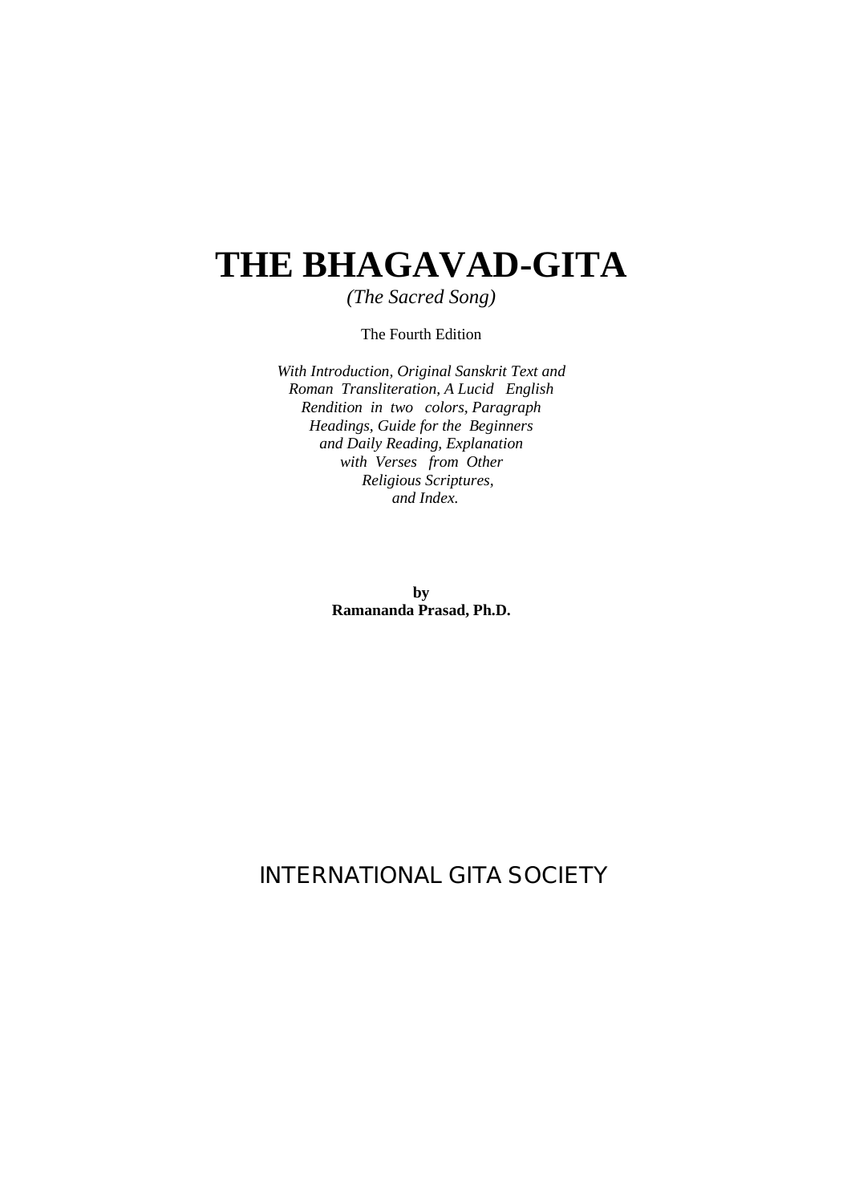# THE BHAGAVAD-GITA

*(The Sacred Song)*

The Fourth Edition

*With Introduction, Original Sanskrit Text and Roman Transliteration, A Lucid English Rendition in two colors, Paragraph Headings, Guide for the Beginners and Daily Reading, Explanation with Verses from Other Religious Scriptures, and Index.*

**by**
**Ramananda Prasad, Ph.D.**

INTERNATIONAL GITA SOCIETY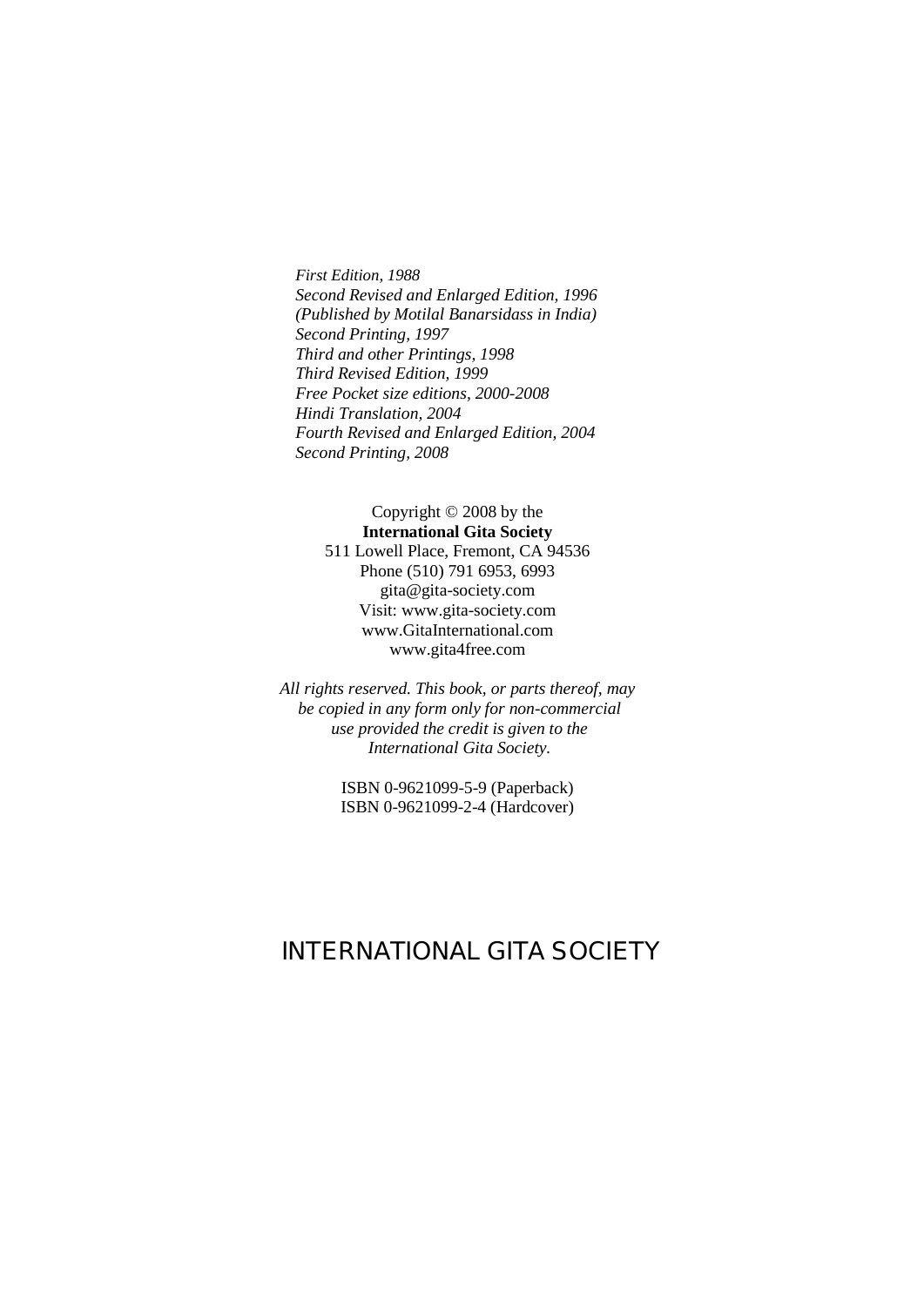*First Edition, 1988*
*Second Revised and Enlarged Edition, 1996*
*(Published by Motilal Banarsidass in India)*
*Second Printing, 1997*
*Third and other Printings, 1998*
*Third Revised Edition, 1999*
*Free Pocket size editions, 2000-2008*
*Hindi Translation, 2004*
*Fourth Revised and Enlarged Edition, 2004*
*Second Printing, 2008*

Copyright © 2008 by the
**International Gita Society**
511 Lowell Place, Fremont, CA 94536
Phone (510) 791 6953, 6993
gita@gita-society.com
Visit: www.gita-society.com
www.GitaInternational.com
www.gita4free.com

*All rights reserved. This book, or parts thereof, may be copied in any form only for non-commercial use provided the credit is given to the International Gita Society.*

ISBN 0-9621099-5-9 (Paperback)
ISBN 0-9621099-2-4 (Hardcover)

INTERNATIONAL GITA SOCIETY